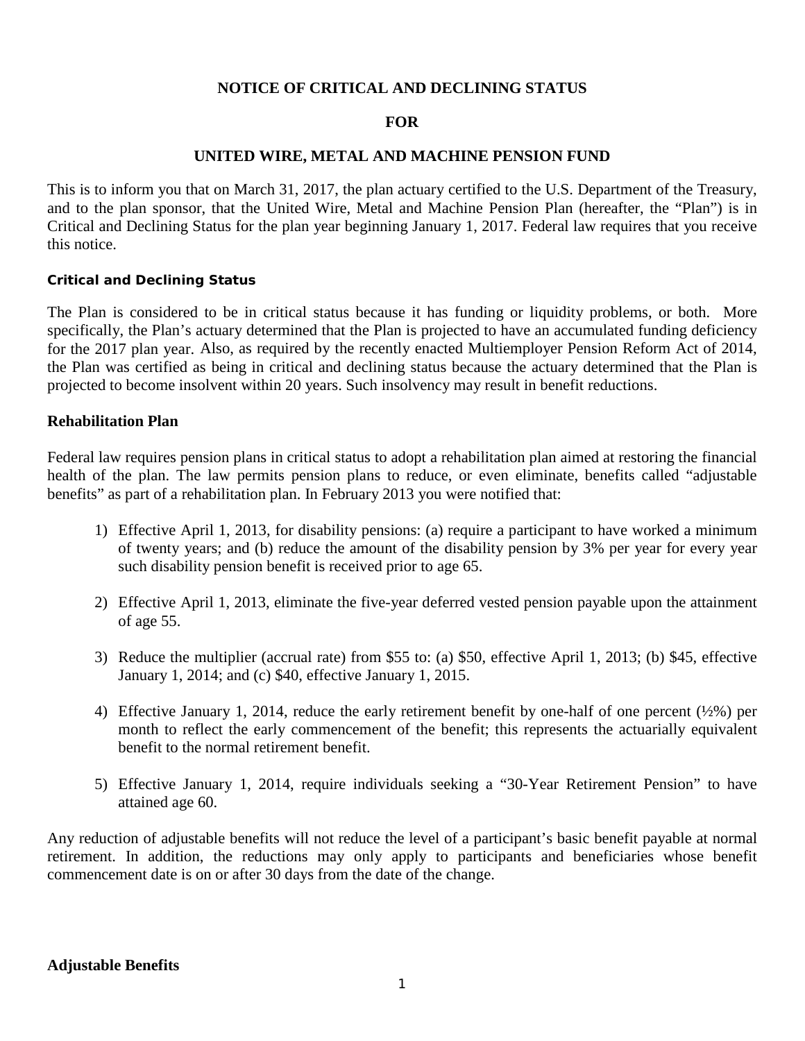**NOTICE OF CRITICAL AND DECLINING STATUS**

**FOR**

**UNITED WIRE, METAL AND MACHINE PENSION FUND**

This is to inform you that on March 31, 2017, the plan actuary certified to the U.S. Department of the Treasury, and to the plan sponsor, that the United Wire, Metal and Machine Pension Plan (hereafter, the "Plan") is in Critical and Declining Status for the plan year beginning January 1, 2017. Federal law requires that you receive this notice.

**Critical and Declining Status**

The Plan is considered to be in critical status because it has funding or liquidity problems, or both. More specifically, the Plan's actuary determined that the Plan is projected to have an accumulated funding deficiency for the 2017 plan year. Also, as required by the recently enacted Multiemployer Pension Reform Act of 2014, the Plan was certified as being in critical and declining status because the actuary determined that the Plan is projected to become insolvent within 20 years. Such insolvency may result in benefit reductions.

**Rehabilitation Plan**

Federal law requires pension plans in critical status to adopt a rehabilitation plan aimed at restoring the financial health of the plan. The law permits pension plans to reduce, or even eliminate, benefits called "adjustable benefits" as part of a rehabilitation plan. In February 2013 you were notified that:

1) Effective April 1, 2013, for disability pensions: (a) require a participant to have worked a minimum of twenty years; and (b) reduce the amount of the disability pension by 3% per year for every year such disability pension benefit is received prior to age 65.

2) Effective April 1, 2013, eliminate the five-year deferred vested pension payable upon the attainment of age 55.

3) Reduce the multiplier (accrual rate) from $55 to: (a) $50, effective April 1, 2013; (b) $45, effective January 1, 2014; and (c) $40, effective January 1, 2015.

4) Effective January 1, 2014, reduce the early retirement benefit by one-half of one percent (½%) per month to reflect the early commencement of the benefit; this represents the actuarially equivalent benefit to the normal retirement benefit.

5) Effective January 1, 2014, require individuals seeking a "30-Year Retirement Pension" to have attained age 60.

Any reduction of adjustable benefits will not reduce the level of a participant's basic benefit payable at normal retirement. In addition, the reductions may only apply to participants and beneficiaries whose benefit commencement date is on or after 30 days from the date of the change.

**Adjustable Benefits**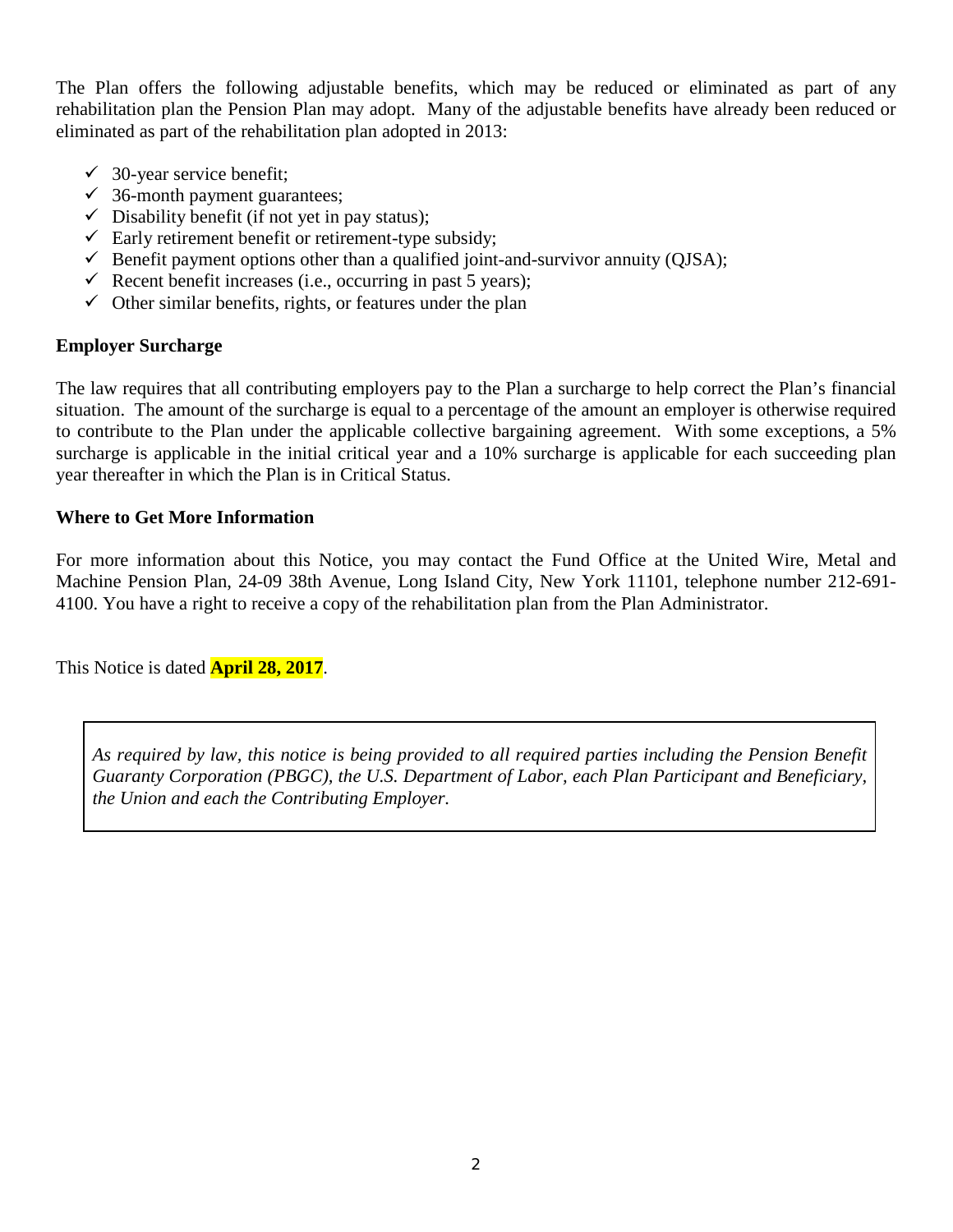The Plan offers the following adjustable benefits, which may be reduced or eliminated as part of any rehabilitation plan the Pension Plan may adopt. Many of the adjustable benefits have already been reduced or eliminated as part of the rehabilitation plan adopted in 2013:

- ✓ 30-year service benefit;
- ✓ 36-month payment guarantees;
- ✓ Disability benefit (if not yet in pay status);
- ✓ Early retirement benefit or retirement-type subsidy;
- ✓ Benefit payment options other than a qualified joint-and-survivor annuity (QJSA);
- ✓ Recent benefit increases (i.e., occurring in past 5 years);
- ✓ Other similar benefits, rights, or features under the plan

**Employer Surcharge**

The law requires that all contributing employers pay to the Plan a surcharge to help correct the Plan's financial situation. The amount of the surcharge is equal to a percentage of the amount an employer is otherwise required to contribute to the Plan under the applicable collective bargaining agreement. With some exceptions, a 5% surcharge is applicable in the initial critical year and a 10% surcharge is applicable for each succeeding plan year thereafter in which the Plan is in Critical Status.

**Where to Get More Information**

For more information about this Notice, you may contact the Fund Office at the United Wire, Metal and Machine Pension Plan, 24-09 38th Avenue, Long Island City, New York 11101, telephone number 212-691-4100. You have a right to receive a copy of the rehabilitation plan from the Plan Administrator.

This Notice is dated **April 28, 2017**.

*As required by law, this notice is being provided to all required parties including the Pension Benefit Guaranty Corporation (PBGC), the U.S. Department of Labor, each Plan Participant and Beneficiary, the Union and each the Contributing Employer.*